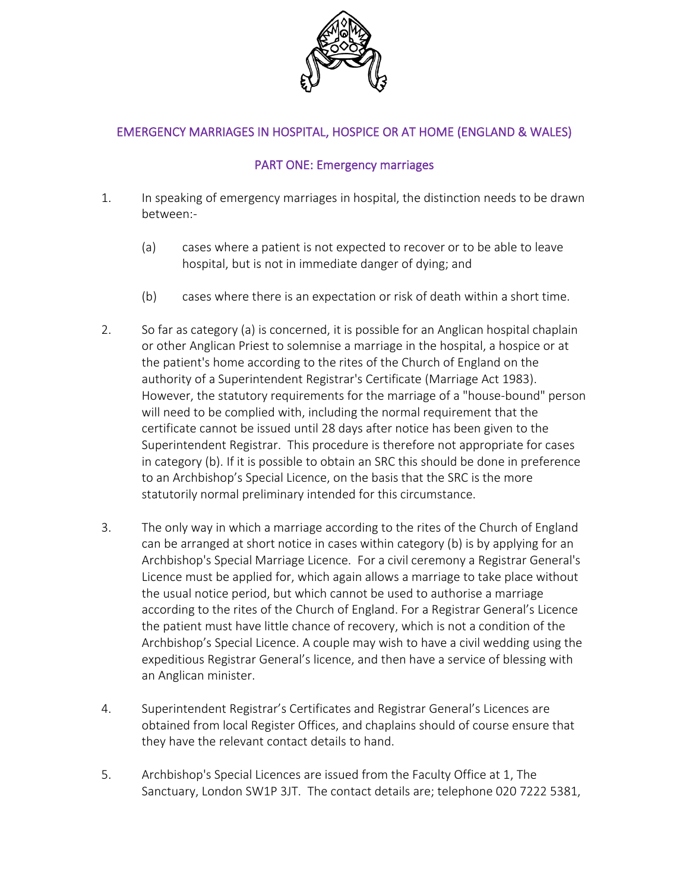# EMERGENCY MARRIAGES IN HOSPITAL, HOSPICE OR AT HOME (ENGLAND & WALES)

## PART ONE: Emergency marriages

1. In speaking of emergency marriages in hospital, the distinction needs to be drawn between:-

   (a) cases where a patient is not expected to recover or to be able to leave hospital, but is not in immediate danger of dying; and

   (b) cases where there is an expectation or risk of death within a short time.

2. So far as category (a) is concerned, it is possible for an Anglican hospital chaplain or other Anglican Priest to solemnise a marriage in the hospital, a hospice or at the patient's home according to the rites of the Church of England on the authority of a Superintendent Registrar's Certificate (Marriage Act 1983). However, the statutory requirements for the marriage of a "house-bound" person will need to be complied with, including the normal requirement that the certificate cannot be issued until 28 days after notice has been given to the Superintendent Registrar. This procedure is therefore not appropriate for cases in category (b). If it is possible to obtain an SRC this should be done in preference to an Archbishop's Special Licence, on the basis that the SRC is the more statutorily normal preliminary intended for this circumstance.

3. The only way in which a marriage according to the rites of the Church of England can be arranged at short notice in cases within category (b) is by applying for an Archbishop's Special Marriage Licence. For a civil ceremony a Registrar General's Licence must be applied for, which again allows a marriage to take place without the usual notice period, but which cannot be used to authorise a marriage according to the rites of the Church of England. For a Registrar General's Licence the patient must have little chance of recovery, which is not a condition of the Archbishop's Special Licence. A couple may wish to have a civil wedding using the expeditious Registrar General's licence, and then have a service of blessing with an Anglican minister.

4. Superintendent Registrar's Certificates and Registrar General's Licences are obtained from local Register Offices, and chaplains should of course ensure that they have the relevant contact details to hand.

5. Archbishop's Special Licences are issued from the Faculty Office at 1, The Sanctuary, London SW1P 3JT. The contact details are; telephone 020 7222 5381,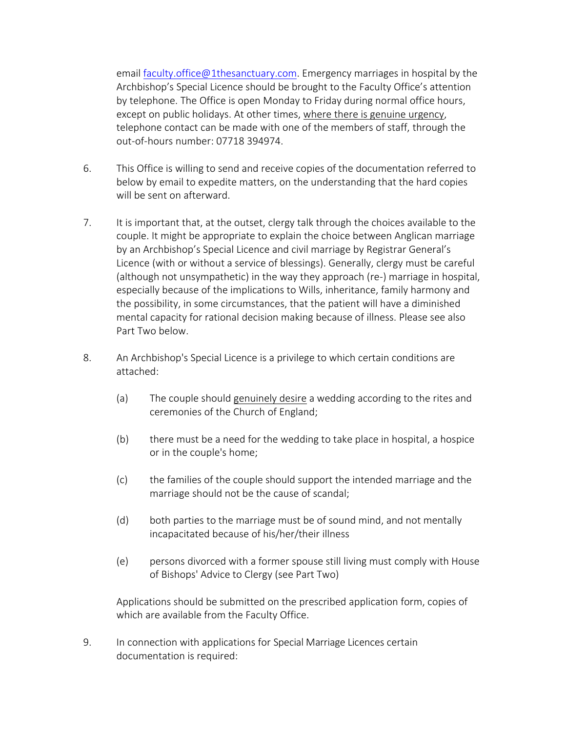email faculty.office@1thesanctuary.com. Emergency marriages in hospital by the Archbishop's Special Licence should be brought to the Faculty Office's attention by telephone. The Office is open Monday to Friday during normal office hours, except on public holidays. At other times, <u>where there is genuine urgency</u>, telephone contact can be made with one of the members of staff, through the out-of-hours number: 07718 394974.

6. This Office is willing to send and receive copies of the documentation referred to below by email to expedite matters, on the understanding that the hard copies will be sent on afterward.

7. It is important that, at the outset, clergy talk through the choices available to the couple. It might be appropriate to explain the choice between Anglican marriage by an Archbishop's Special Licence and civil marriage by Registrar General's Licence (with or without a service of blessings). Generally, clergy must be careful (although not unsympathetic) in the way they approach (re-) marriage in hospital, especially because of the implications to Wills, inheritance, family harmony and the possibility, in some circumstances, that the patient will have a diminished mental capacity for rational decision making because of illness. Please see also Part Two below.

8. An Archbishop's Special Licence is a privilege to which certain conditions are attached:

   (a) The couple should <u>genuinely desire</u> a wedding according to the rites and ceremonies of the Church of England;

   (b) there must be a need for the wedding to take place in hospital, a hospice or in the couple's home;

   (c) the families of the couple should support the intended marriage and the marriage should not be the cause of scandal;

   (d) both parties to the marriage must be of sound mind, and not mentally incapacitated because of his/her/their illness

   (e) persons divorced with a former spouse still living must comply with House of Bishops' Advice to Clergy (see Part Two)

   Applications should be submitted on the prescribed application form, copies of which are available from the Faculty Office.

9. In connection with applications for Special Marriage Licences certain documentation is required: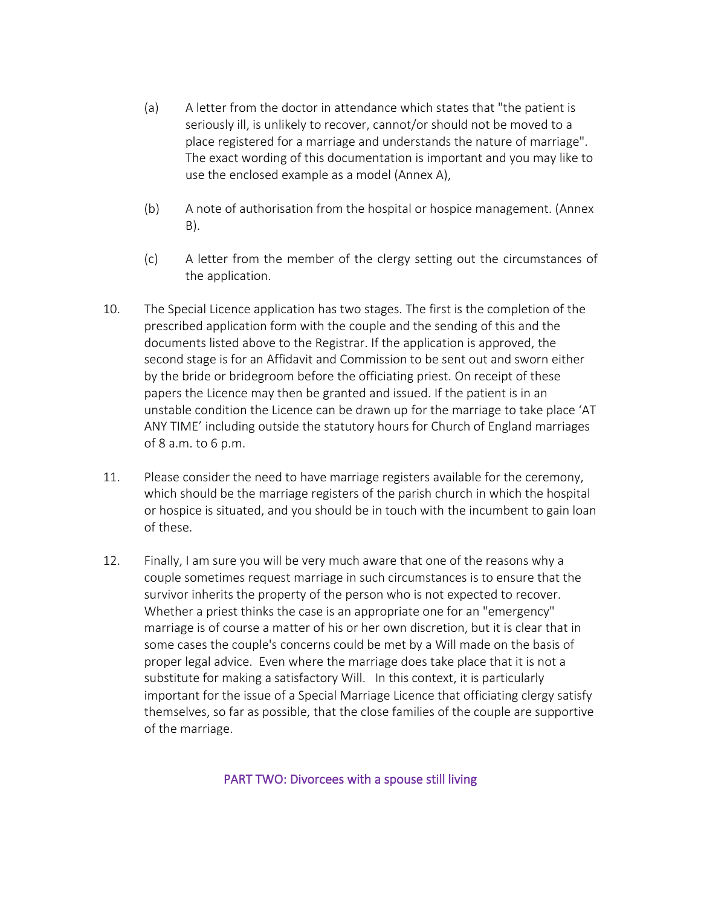(a) A letter from the doctor in attendance which states that "the patient is seriously ill, is unlikely to recover, cannot/or should not be moved to a place registered for a marriage and understands the nature of marriage". The exact wording of this documentation is important and you may like to use the enclosed example as a model (Annex A),

(b) A note of authorisation from the hospital or hospice management. (Annex B).

(c) A letter from the member of the clergy setting out the circumstances of the application.

10. The Special Licence application has two stages. The first is the completion of the prescribed application form with the couple and the sending of this and the documents listed above to the Registrar. If the application is approved, the second stage is for an Affidavit and Commission to be sent out and sworn either by the bride or bridegroom before the officiating priest. On receipt of these papers the Licence may then be granted and issued. If the patient is in an unstable condition the Licence can be drawn up for the marriage to take place 'AT ANY TIME' including outside the statutory hours for Church of England marriages of 8 a.m. to 6 p.m.

11. Please consider the need to have marriage registers available for the ceremony, which should be the marriage registers of the parish church in which the hospital or hospice is situated, and you should be in touch with the incumbent to gain loan of these.

12. Finally, I am sure you will be very much aware that one of the reasons why a couple sometimes request marriage in such circumstances is to ensure that the survivor inherits the property of the person who is not expected to recover. Whether a priest thinks the case is an appropriate one for an "emergency" marriage is of course a matter of his or her own discretion, but it is clear that in some cases the couple's concerns could be met by a Will made on the basis of proper legal advice. Even where the marriage does take place that it is not a substitute for making a satisfactory Will. In this context, it is particularly important for the issue of a Special Marriage Licence that officiating clergy satisfy themselves, so far as possible, that the close families of the couple are supportive of the marriage.

## PART TWO: Divorcees with a spouse still living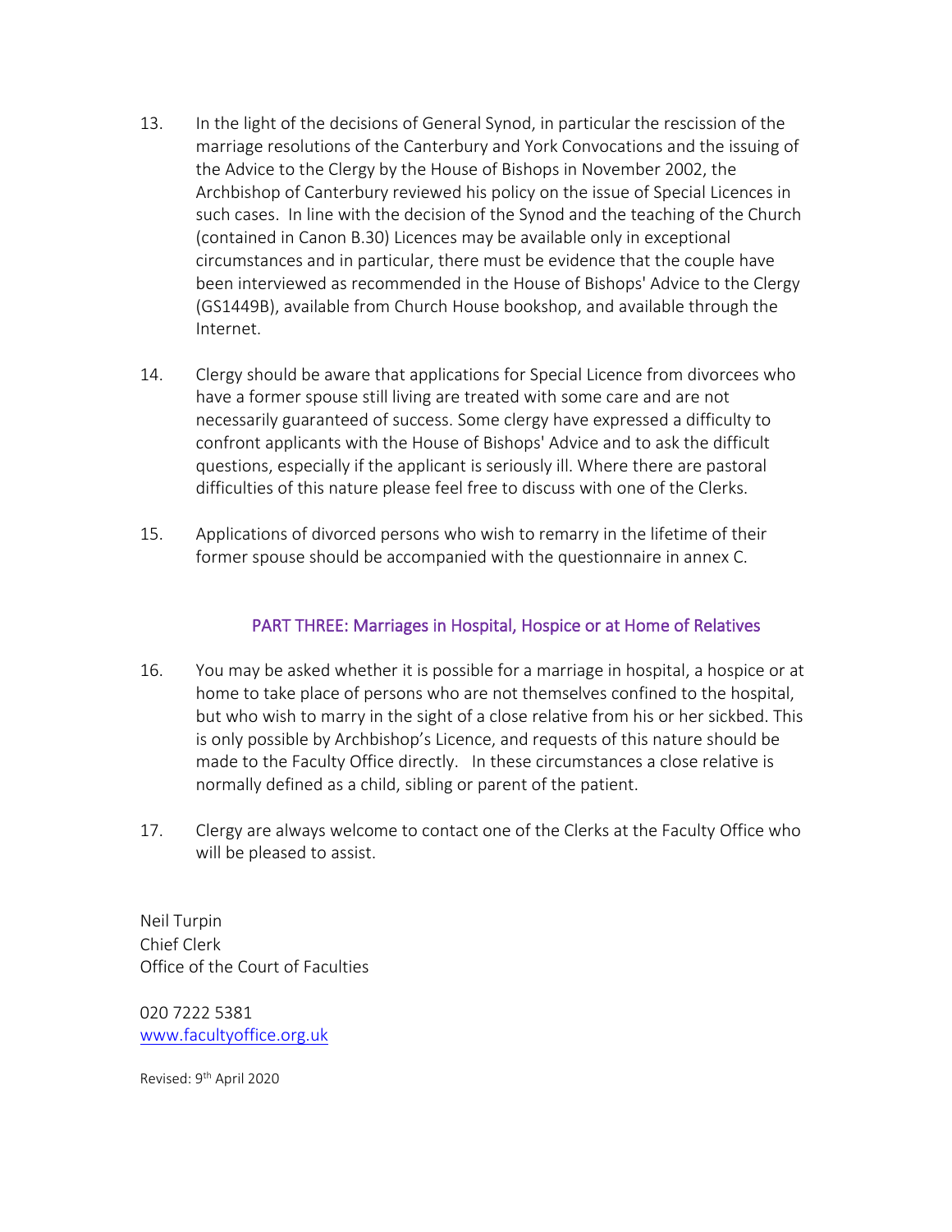13. In the light of the decisions of General Synod, in particular the rescission of the marriage resolutions of the Canterbury and York Convocations and the issuing of the Advice to the Clergy by the House of Bishops in November 2002, the Archbishop of Canterbury reviewed his policy on the issue of Special Licences in such cases. In line with the decision of the Synod and the teaching of the Church (contained in Canon B.30) Licences may be available only in exceptional circumstances and in particular, there must be evidence that the couple have been interviewed as recommended in the House of Bishops' Advice to the Clergy (GS1449B), available from Church House bookshop, and available through the Internet.

14. Clergy should be aware that applications for Special Licence from divorcees who have a former spouse still living are treated with some care and are not necessarily guaranteed of success. Some clergy have expressed a difficulty to confront applicants with the House of Bishops' Advice and to ask the difficult questions, especially if the applicant is seriously ill. Where there are pastoral difficulties of this nature please feel free to discuss with one of the Clerks.

15. Applications of divorced persons who wish to remarry in the lifetime of their former spouse should be accompanied with the questionnaire in annex C.

## PART THREE: Marriages in Hospital, Hospice or at Home of Relatives

16. You may be asked whether it is possible for a marriage in hospital, a hospice or at home to take place of persons who are not themselves confined to the hospital, but who wish to marry in the sight of a close relative from his or her sickbed. This is only possible by Archbishop's Licence, and requests of this nature should be made to the Faculty Office directly. In these circumstances a close relative is normally defined as a child, sibling or parent of the patient.

17. Clergy are always welcome to contact one of the Clerks at the Faculty Office who will be pleased to assist.

Neil Turpin
Chief Clerk
Office of the Court of Faculties

020 7222 5381
www.facultyoffice.org.uk

Revised: 9th April 2020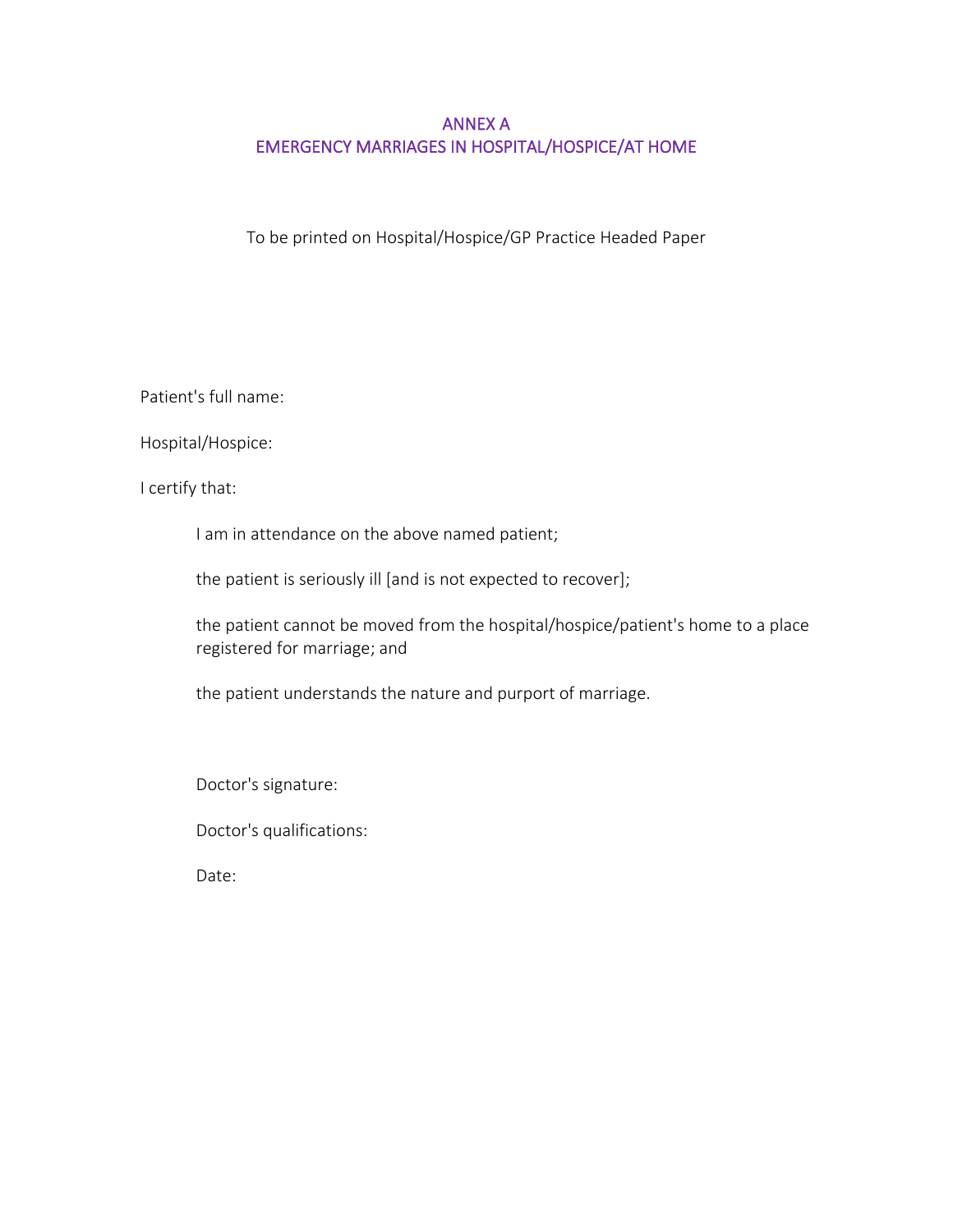# ANNEX A
# EMERGENCY MARRIAGES IN HOSPITAL/HOSPICE/AT HOME

To be printed on Hospital/Hospice/GP Practice Headed Paper

Patient's full name:

Hospital/Hospice:

I certify that:

> I am in attendance on the above named patient;
>
> the patient is seriously ill [and is not expected to recover];
>
> the patient cannot be moved from the hospital/hospice/patient's home to a place registered for marriage; and
>
> the patient understands the nature and purport of marriage.

> Doctor's signature:
>
> Doctor's qualifications:
>
> Date: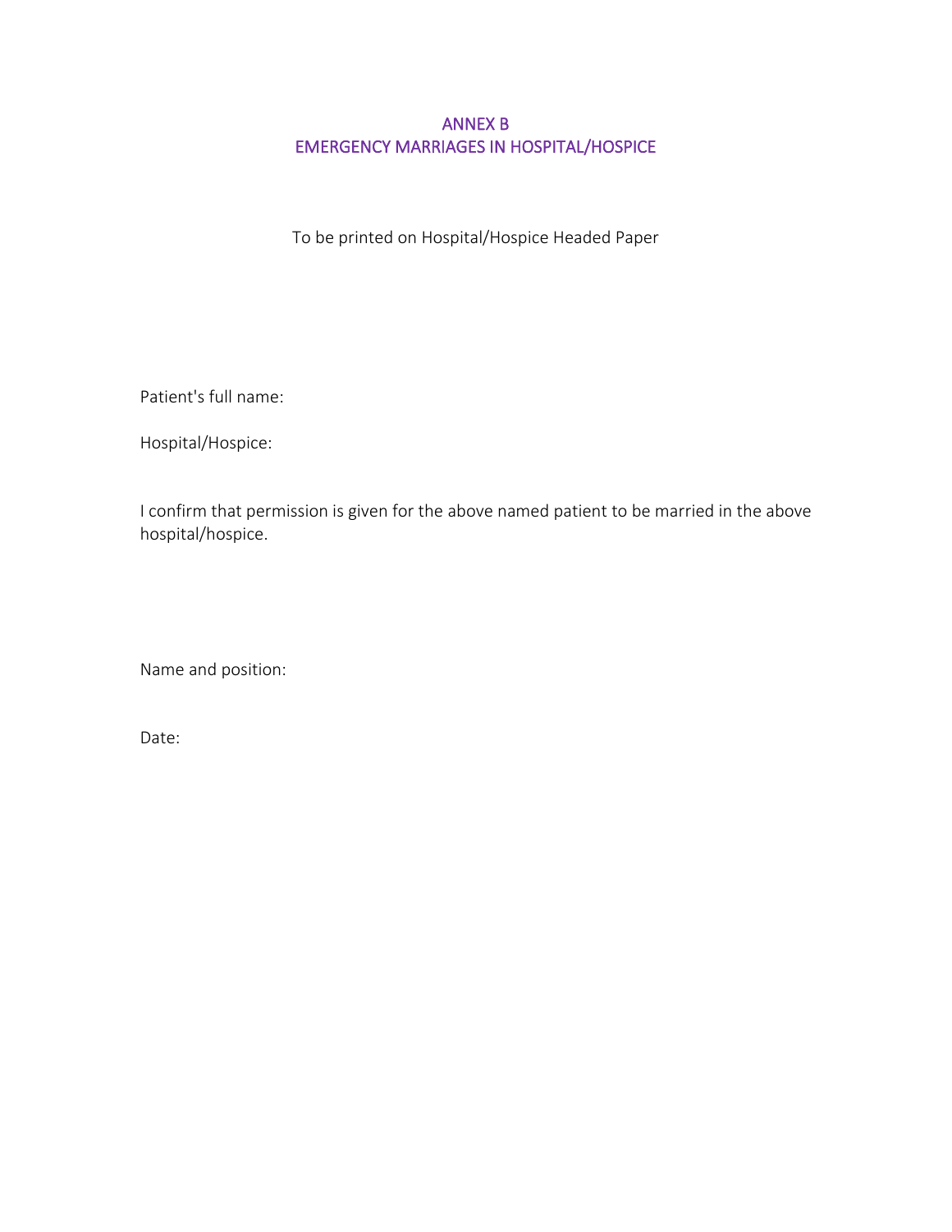# ANNEX B
## EMERGENCY MARRIAGES IN HOSPITAL/HOSPICE

To be printed on Hospital/Hospice Headed Paper

Patient's full name:

Hospital/Hospice:

I confirm that permission is given for the above named patient to be married in the above hospital/hospice.

Name and position:

Date: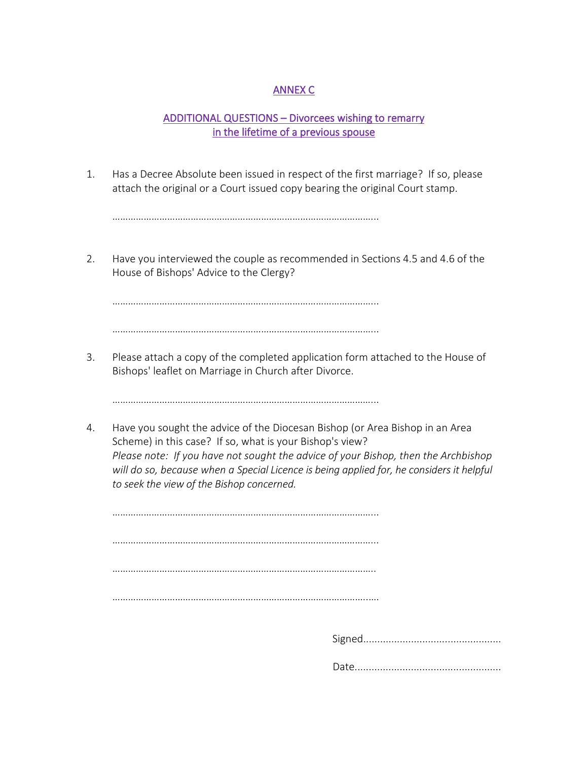## ANNEX C

## ADDITIONAL QUESTIONS – Divorcees wishing to remarry in the lifetime of a previous spouse

1. Has a Decree Absolute been issued in respect of the first marriage? If so, please attach the original or a Court issued copy bearing the original Court stamp.

   ……………………………………………………………………………………..

2. Have you interviewed the couple as recommended in Sections 4.5 and 4.6 of the House of Bishops' Advice to the Clergy?

   ……………………………………………………………………………………..

   ……………………………………………………………………………………..

3. Please attach a copy of the completed application form attached to the House of Bishops' leaflet on Marriage in Church after Divorce.

   ……………………………………………………………………………………..

4. Have you sought the advice of the Diocesan Bishop (or Area Bishop in an Area Scheme) in this case? If so, what is your Bishop's view?
   *Please note: If you have not sought the advice of your Bishop, then the Archbishop will do so, because when a Special Licence is being applied for, he considers it helpful to seek the view of the Bishop concerned.*

   ……………………………………………………………………………………..

   ……………………………………………………………………………………..

   ……………………………………………………………………………………..

   ……………………………………………………………………………………..

Signed.................................................

Date....................................................